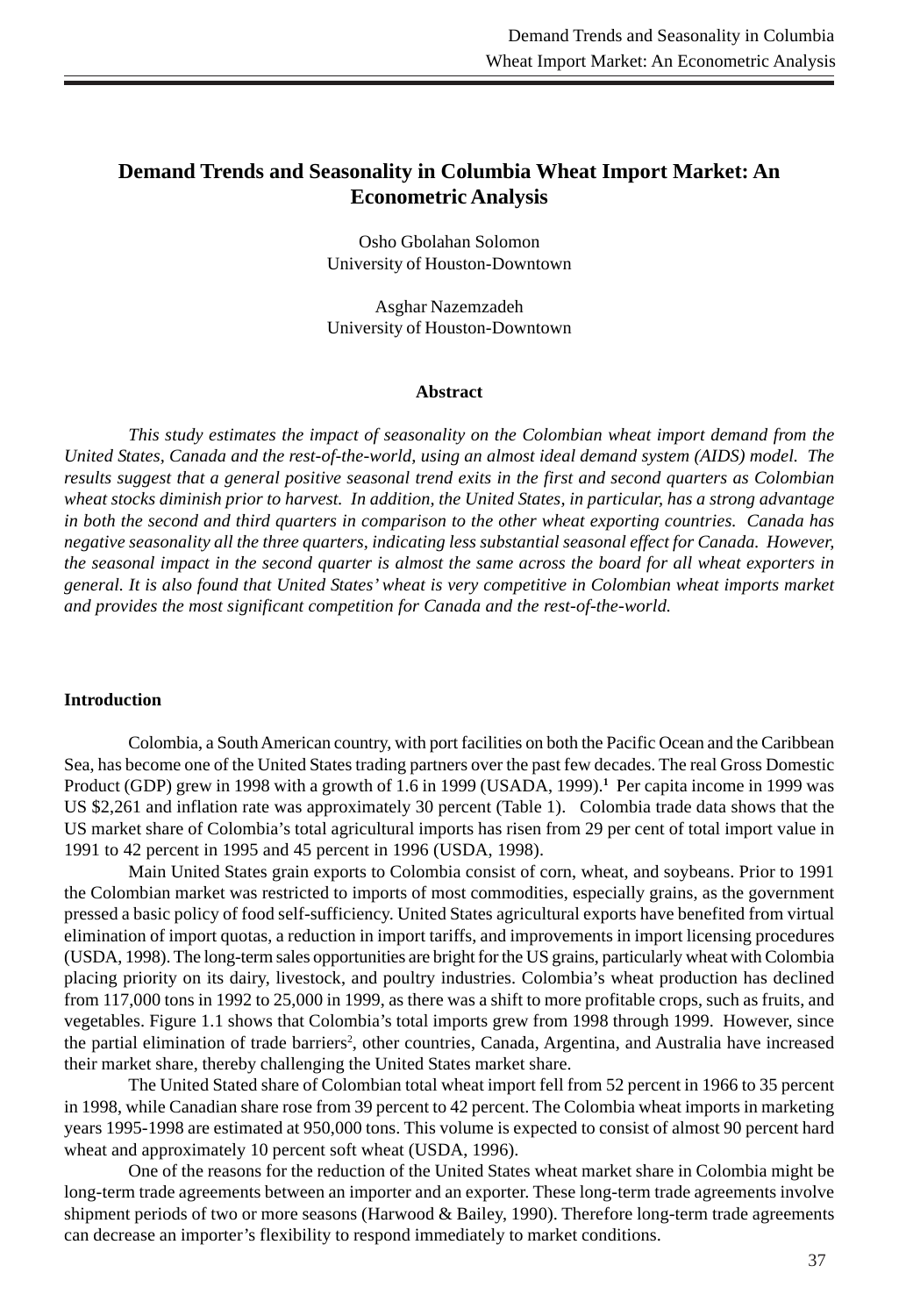# Demand Trends and Seasonality in Columbia Wheat Import Market: An Econometric Analysis

Osho Gbolahan Solomon
University of Houston-Downtown

Asghar Nazemzadeh
University of Houston-Downtown

## Abstract

*This study estimates the impact of seasonality on the Colombian wheat import demand from the United States, Canada and the rest-of-the-world, using an almost ideal demand system (AIDS) model. The results suggest that a general positive seasonal trend exits in the first and second quarters as Colombian wheat stocks diminish prior to harvest. In addition, the United States, in particular, has a strong advantage in both the second and third quarters in comparison to the other wheat exporting countries. Canada has negative seasonality all the three quarters, indicating less substantial seasonal effect for Canada. However, the seasonal impact in the second quarter is almost the same across the board for all wheat exporters in general. It is also found that United States' wheat is very competitive in Colombian wheat imports market and provides the most significant competition for Canada and the rest-of-the-world.*

## Introduction

Colombia, a South American country, with port facilities on both the Pacific Ocean and the Caribbean Sea, has become one of the United States trading partners over the past few decades. The real Gross Domestic Product (GDP) grew in 1998 with a growth of 1.6 in 1999 (USADA, 1999).[1] Per capita income in 1999 was US $2,261 and inflation rate was approximately 30 percent (Table 1). Colombia trade data shows that the US market share of Colombia's total agricultural imports has risen from 29 per cent of total import value in 1991 to 42 percent in 1995 and 45 percent in 1996 (USDA, 1998).

Main United States grain exports to Colombia consist of corn, wheat, and soybeans. Prior to 1991 the Colombian market was restricted to imports of most commodities, especially grains, as the government pressed a basic policy of food self-sufficiency. United States agricultural exports have benefited from virtual elimination of import quotas, a reduction in import tariffs, and improvements in import licensing procedures (USDA, 1998). The long-term sales opportunities are bright for the US grains, particularly wheat with Colombia placing priority on its dairy, livestock, and poultry industries. Colombia's wheat production has declined from 117,000 tons in 1992 to 25,000 in 1999, as there was a shift to more profitable crops, such as fruits, and vegetables. Figure 1.1 shows that Colombia's total imports grew from 1998 through 1999. However, since the partial elimination of trade barriers[2], other countries, Canada, Argentina, and Australia have increased their market share, thereby challenging the United States market share.

The United Stated share of Colombian total wheat import fell from 52 percent in 1966 to 35 percent in 1998, while Canadian share rose from 39 percent to 42 percent. The Colombia wheat imports in marketing years 1995-1998 are estimated at 950,000 tons. This volume is expected to consist of almost 90 percent hard wheat and approximately 10 percent soft wheat (USDA, 1996).

One of the reasons for the reduction of the United States wheat market share in Colombia might be long-term trade agreements between an importer and an exporter. These long-term trade agreements involve shipment periods of two or more seasons (Harwood & Bailey, 1990). Therefore long-term trade agreements can decrease an importer's flexibility to respond immediately to market conditions.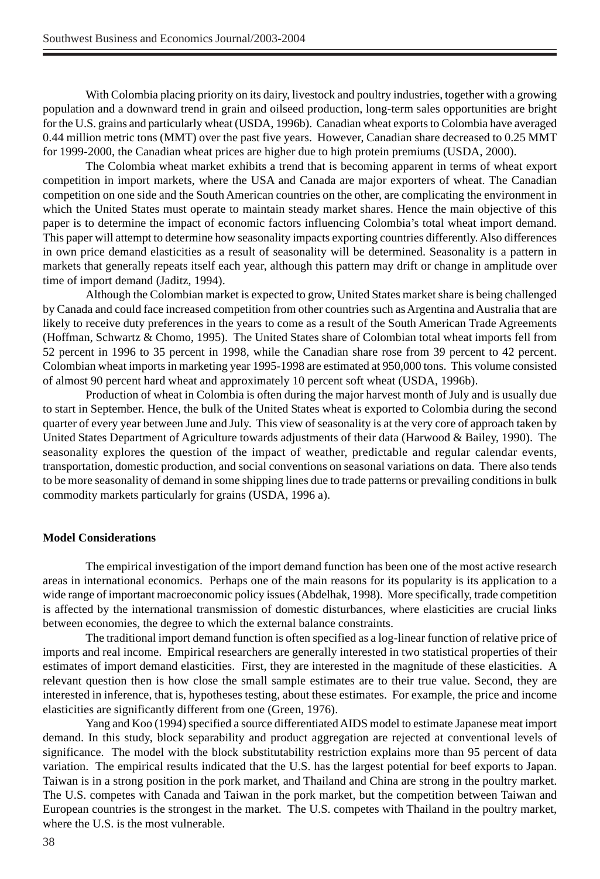With Colombia placing priority on its dairy, livestock and poultry industries, together with a growing population and a downward trend in grain and oilseed production, long-term sales opportunities are bright for the U.S. grains and particularly wheat (USDA, 1996b). Canadian wheat exports to Colombia have averaged 0.44 million metric tons (MMT) over the past five years. However, Canadian share decreased to 0.25 MMT for 1999-2000, the Canadian wheat prices are higher due to high protein premiums (USDA, 2000).

The Colombia wheat market exhibits a trend that is becoming apparent in terms of wheat export competition in import markets, where the USA and Canada are major exporters of wheat. The Canadian competition on one side and the South American countries on the other, are complicating the environment in which the United States must operate to maintain steady market shares. Hence the main objective of this paper is to determine the impact of economic factors influencing Colombia's total wheat import demand. This paper will attempt to determine how seasonality impacts exporting countries differently. Also differences in own price demand elasticities as a result of seasonality will be determined. Seasonality is a pattern in markets that generally repeats itself each year, although this pattern may drift or change in amplitude over time of import demand (Jaditz, 1994).

Although the Colombian market is expected to grow, United States market share is being challenged by Canada and could face increased competition from other countries such as Argentina and Australia that are likely to receive duty preferences in the years to come as a result of the South American Trade Agreements (Hoffman, Schwartz & Chomo, 1995). The United States share of Colombian total wheat imports fell from 52 percent in 1996 to 35 percent in 1998, while the Canadian share rose from 39 percent to 42 percent. Colombian wheat imports in marketing year 1995-1998 are estimated at 950,000 tons. This volume consisted of almost 90 percent hard wheat and approximately 10 percent soft wheat (USDA, 1996b).

Production of wheat in Colombia is often during the major harvest month of July and is usually due to start in September. Hence, the bulk of the United States wheat is exported to Colombia during the second quarter of every year between June and July. This view of seasonality is at the very core of approach taken by United States Department of Agriculture towards adjustments of their data (Harwood & Bailey, 1990). The seasonality explores the question of the impact of weather, predictable and regular calendar events, transportation, domestic production, and social conventions on seasonal variations on data. There also tends to be more seasonality of demand in some shipping lines due to trade patterns or prevailing conditions in bulk commodity markets particularly for grains (USDA, 1996 a).

**Model Considerations**

The empirical investigation of the import demand function has been one of the most active research areas in international economics. Perhaps one of the main reasons for its popularity is its application to a wide range of important macroeconomic policy issues (Abdelhak, 1998). More specifically, trade competition is affected by the international transmission of domestic disturbances, where elasticities are crucial links between economies, the degree to which the external balance constraints.

The traditional import demand function is often specified as a log-linear function of relative price of imports and real income. Empirical researchers are generally interested in two statistical properties of their estimates of import demand elasticities. First, they are interested in the magnitude of these elasticities. A relevant question then is how close the small sample estimates are to their true value. Second, they are interested in inference, that is, hypotheses testing, about these estimates. For example, the price and income elasticities are significantly different from one (Green, 1976).

Yang and Koo (1994) specified a source differentiated AIDS model to estimate Japanese meat import demand. In this study, block separability and product aggregation are rejected at conventional levels of significance. The model with the block substitutability restriction explains more than 95 percent of data variation. The empirical results indicated that the U.S. has the largest potential for beef exports to Japan. Taiwan is in a strong position in the pork market, and Thailand and China are strong in the poultry market. The U.S. competes with Canada and Taiwan in the pork market, but the competition between Taiwan and European countries is the strongest in the market. The U.S. competes with Thailand in the poultry market, where the U.S. is the most vulnerable.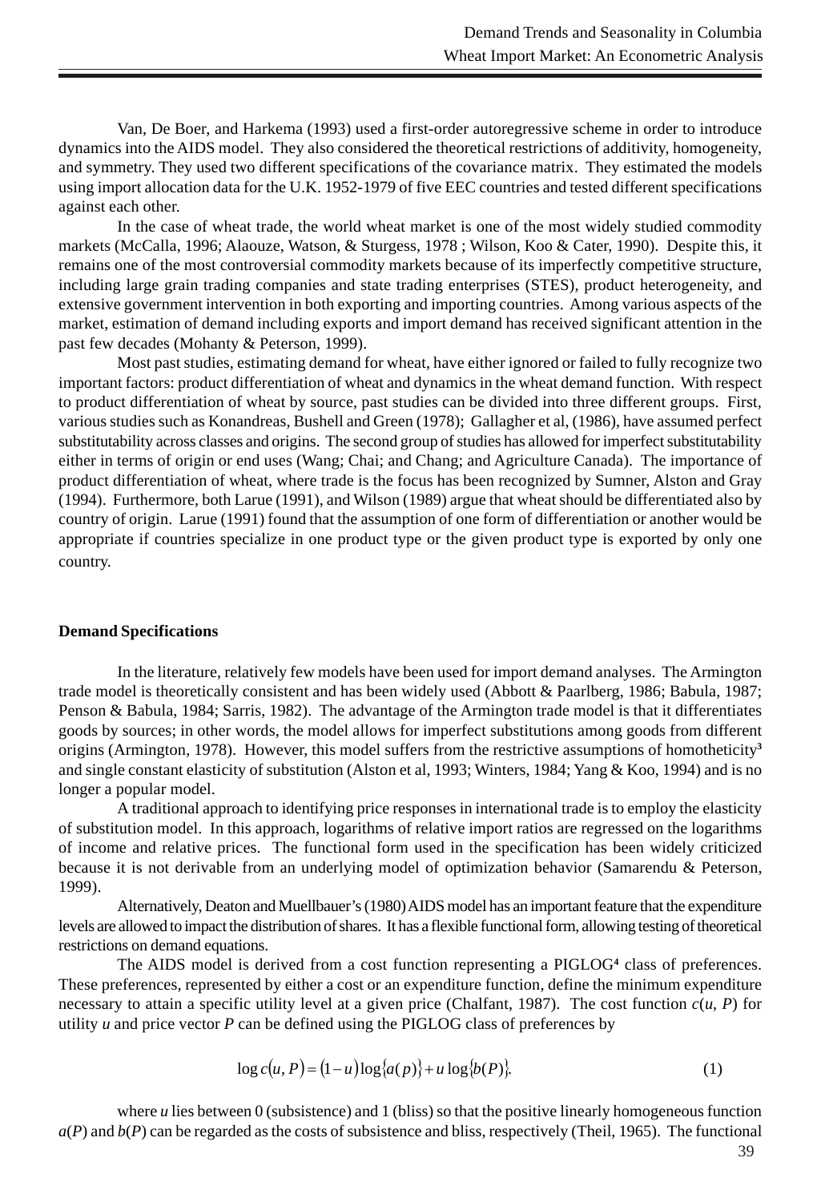Van, De Boer, and Harkema (1993) used a first-order autoregressive scheme in order to introduce dynamics into the AIDS model. They also considered the theoretical restrictions of additivity, homogeneity, and symmetry. They used two different specifications of the covariance matrix. They estimated the models using import allocation data for the U.K. 1952-1979 of five EEC countries and tested different specifications against each other.

In the case of wheat trade, the world wheat market is one of the most widely studied commodity markets (McCalla, 1996; Alaouze, Watson, & Sturgess, 1978 ; Wilson, Koo & Cater, 1990). Despite this, it remains one of the most controversial commodity markets because of its imperfectly competitive structure, including large grain trading companies and state trading enterprises (STES), product heterogeneity, and extensive government intervention in both exporting and importing countries. Among various aspects of the market, estimation of demand including exports and import demand has received significant attention in the past few decades (Mohanty & Peterson, 1999).

Most past studies, estimating demand for wheat, have either ignored or failed to fully recognize two important factors: product differentiation of wheat and dynamics in the wheat demand function. With respect to product differentiation of wheat by source, past studies can be divided into three different groups. First, various studies such as Konandreas, Bushell and Green (1978); Gallagher et al, (1986), have assumed perfect substitutability across classes and origins. The second group of studies has allowed for imperfect substitutability either in terms of origin or end uses (Wang; Chai; and Chang; and Agriculture Canada). The importance of product differentiation of wheat, where trade is the focus has been recognized by Sumner, Alston and Gray (1994). Furthermore, both Larue (1991), and Wilson (1989) argue that wheat should be differentiated also by country of origin. Larue (1991) found that the assumption of one form of differentiation or another would be appropriate if countries specialize in one product type or the given product type is exported by only one country.

**Demand Specifications**

In the literature, relatively few models have been used for import demand analyses. The Armington trade model is theoretically consistent and has been widely used (Abbott & Paarlberg, 1986; Babula, 1987; Penson & Babula, 1984; Sarris, 1982). The advantage of the Armington trade model is that it differentiates goods by sources; in other words, the model allows for imperfect substitutions among goods from different origins (Armington, 1978). However, this model suffers from the restrictive assumptions of homotheticity[3] and single constant elasticity of substitution (Alston et al, 1993; Winters, 1984; Yang & Koo, 1994) and is no longer a popular model.

A traditional approach to identifying price responses in international trade is to employ the elasticity of substitution model. In this approach, logarithms of relative import ratios are regressed on the logarithms of income and relative prices. The functional form used in the specification has been widely criticized because it is not derivable from an underlying model of optimization behavior (Samarendu & Peterson, 1999).

Alternatively, Deaton and Muellbauer's (1980) AIDS model has an important feature that the expenditure levels are allowed to impact the distribution of shares. It has a flexible functional form, allowing testing of theoretical restrictions on demand equations.

The AIDS model is derived from a cost function representing a PIGLOG[4] class of preferences. These preferences, represented by either a cost or an expenditure function, define the minimum expenditure necessary to attain a specific utility level at a given price (Chalfant, 1987). The cost function $c(u, P)$ for utility $u$ and price vector $P$ can be defined using the PIGLOG class of preferences by

$$\log c(u, P) = (1-u)\log\{a(p)\} + u\log\{b(P)\}. \tag{1}$$

where $u$ lies between 0 (subsistence) and 1 (bliss) so that the positive linearly homogeneous function $a(P)$ and $b(P)$ can be regarded as the costs of subsistence and bliss, respectively (Theil, 1965). The functional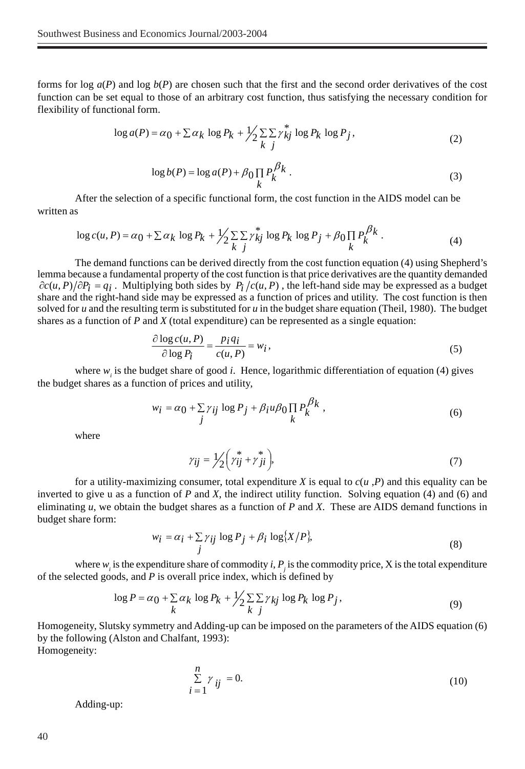forms for log $a(P)$ and log $b(P)$ are chosen such that the first and the second order derivatives of the cost function can be set equal to those of an arbitrary cost function, thus satisfying the necessary condition for flexibility of functional form.

$$\log a(P) = \alpha_0 + \sum \alpha_k \log P_k + \tfrac{1}{2} \sum_k \sum_j \gamma_{kj}^* \log P_k \log P_j , \tag{2}$$

$$\log b(P) = \log a(P) + \beta_0 \prod_k P_k^{\beta_k} . \tag{3}$$

After the selection of a specific functional form, the cost function in the AIDS model can be written as

$$\log c(u, P) = \alpha_0 + \sum \alpha_k \log P_k + \tfrac{1}{2} \sum_k \sum_j \gamma_{kj}^* \log P_k \log P_j + \beta_0 \prod_k P_k^{\beta_k} . \tag{4}$$

The demand functions can be derived directly from the cost function equation (4) using Shepherd's lemma because a fundamental property of the cost function is that price derivatives are the quantity demanded $\partial c(u, P)/\partial P_i = q_i$ . Multiplying both sides by $P_i / c(u, P)$ , the left-hand side may be expressed as a budget share and the right-hand side may be expressed as a function of prices and utility. The cost function is then solved for $u$ and the resulting term is substituted for $u$ in the budget share equation (Theil, 1980). The budget shares as a function of $P$ and $X$ (total expenditure) can be represented as a single equation:

$$\frac{\partial \log c(u, P)}{\partial \log P_i} = \frac{p_i q_i}{c(u, P)} = w_i , \tag{5}$$

where $w_i$ is the budget share of good $i$. Hence, logarithmic differentiation of equation (4) gives the budget shares as a function of prices and utility,

$$w_i = \alpha_0 + \sum_j \gamma_{ij} \log P_j + \beta_i u \beta_0 \prod_k P_k^{\beta_k} , \tag{6}$$

where

$$\gamma_{ij} = \tfrac{1}{2} \left( \gamma_{ij}^* + \gamma_{ji}^* \right), \tag{7}$$

for a utility-maximizing consumer, total expenditure $X$ is equal to $c(u ,P)$ and this equality can be inverted to give u as a function of $P$ and $X$, the indirect utility function. Solving equation (4) and (6) and eliminating $u$, we obtain the budget shares as a function of $P$ and $X$. These are AIDS demand functions in budget share form:

$$w_i = \alpha_i + \sum_j \gamma_{ij} \log P_j + \beta_i \log\{X/P\}, \tag{8}$$

where $w_i$ is the expenditure share of commodity $i$, $P_j$ is the commodity price, X is the total expenditure of the selected goods, and $P$ is overall price index, which is defined by

$$\log P = \alpha_0 + \sum_k \alpha_k \log P_k + \tfrac{1}{2} \sum_k \sum_j \gamma_{kj} \log P_k \log P_j , \tag{9}$$

Homogeneity, Slutsky symmetry and Adding-up can be imposed on the parameters of the AIDS equation (6) by the following (Alston and Chalfant, 1993):

Homogeneity:

$$\sum_{i=1}^{n} \gamma_{ij} = 0. \tag{10}$$

Adding-up: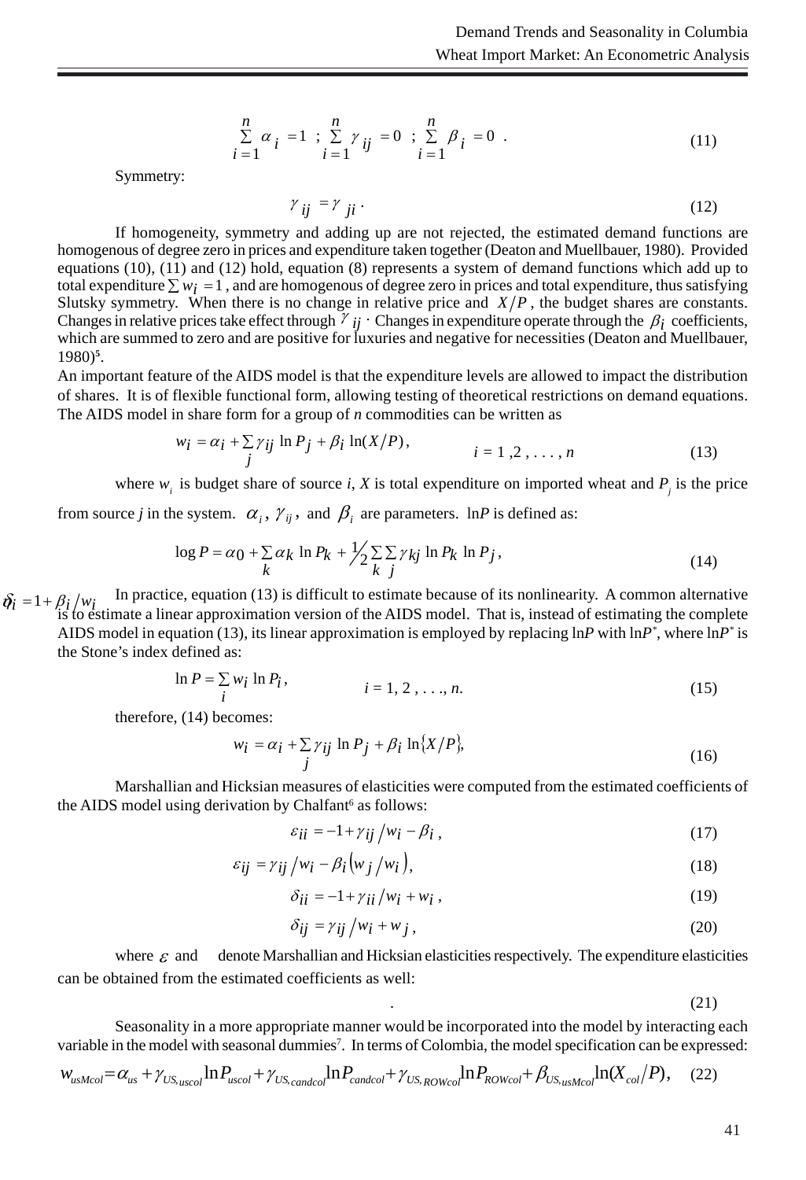$$\sum_{i=1}^{n} \alpha_i = 1 \;;\; \sum_{i=1}^{n} \gamma_{ij} = 0 \;;\; \sum_{i=1}^{n} \beta_i = 0 \;. \tag{11}$$

Symmetry:

$$\gamma_{ij} = \gamma_{ji} \;. \tag{12}$$

If homogeneity, symmetry and adding up are not rejected, the estimated demand functions are homogenous of degree zero in prices and expenditure taken together (Deaton and Muellbauer, 1980). Provided equations (10), (11) and (12) hold, equation (8) represents a system of demand functions which add up to total expenditure $\sum w_i = 1$, and are homogenous of degree zero in prices and total expenditure, thus satisfying Slutsky symmetry. When there is no change in relative price and $X/P$, the budget shares are constants. Changes in relative prices take effect through $\gamma_{ij}$. Changes in expenditure operate through the $\beta_i$ coefficients, which are summed to zero and are positive for luxuries and negative for necessities (Deaton and Muellbauer, 1980)[5].

An important feature of the AIDS model is that the expenditure levels are allowed to impact the distribution of shares. It is of flexible functional form, allowing testing of theoretical restrictions on demand equations. The AIDS model in share form for a group of *n* commodities can be written as

$$w_i = \alpha_i + \sum_j \gamma_{ij} \ln P_j + \beta_i \ln(X/P), \qquad i = 1, 2, \ldots, n \tag{13}$$

where $w_i$ is budget share of source *i*, *X* is total expenditure on imported wheat and $P_j$ is the price from source *j* in the system. $\alpha_i$, $\gamma_{ij}$, and $\beta_i$ are parameters. ln*P* is defined as:

$$\log P = \alpha_0 + \sum_k \alpha_k \ln P_k + \tfrac{1}{2} \sum_k \sum_j \gamma_{kj} \ln P_k \ln P_j, \tag{14}$$

In practice, equation (13) is difficult to estimate because of its nonlinearity. A common alternative is to estimate a linear approximation version of the AIDS model. That is, instead of estimating the complete AIDS model in equation (13), its linear approximation is employed by replacing ln*P* with ln*P*\*, where ln*P*\* is the Stone's index defined as:

$$\ln P = \sum_i w_i \ln P_i, \qquad i = 1, 2, \ldots, n. \tag{15}$$

therefore, (14) becomes:

$$w_i = \alpha_i + \sum_j \gamma_{ij} \ln P_j + \beta_i \ln\{X/P\}, \tag{16}$$

Marshallian and Hicksian measures of elasticities were computed from the estimated coefficients of the AIDS model using derivation by Chalfant[6] as follows:

$$\varepsilon_{ii} = -1 + \gamma_{ij}/w_i - \beta_i, \tag{17}$$

$$\varepsilon_{ij} = \gamma_{ij}/w_i - \beta_i \left(w_j/w_i\right), \tag{18}$$

$$\delta_{ii} = -1 + \gamma_{ii}/w_i + w_i, \tag{19}$$

$$\delta_{ij} = \gamma_{ij}/w_i + w_j, \tag{20}$$

where $\varepsilon$ and $\delta$ denote Marshallian and Hicksian elasticities respectively. The expenditure elasticities can be obtained from the estimated coefficients as well:

$$\eta_i = 1 + \beta_i/w_i \;. \tag{21}$$

Seasonality in a more appropriate manner would be incorporated into the model by interacting each variable in the model with seasonal dummies[7]. In terms of Colombia, the model specification can be expressed:

$$w_{usMcol} = \alpha_{us} + \gamma_{US,uscol} \ln P_{uscol} + \gamma_{US,candcol} \ln P_{candcol} + \gamma_{US,ROWcol} \ln P_{ROWcol} + \beta_{US,usMcol} \ln(X_{col}/P), \tag{22}$$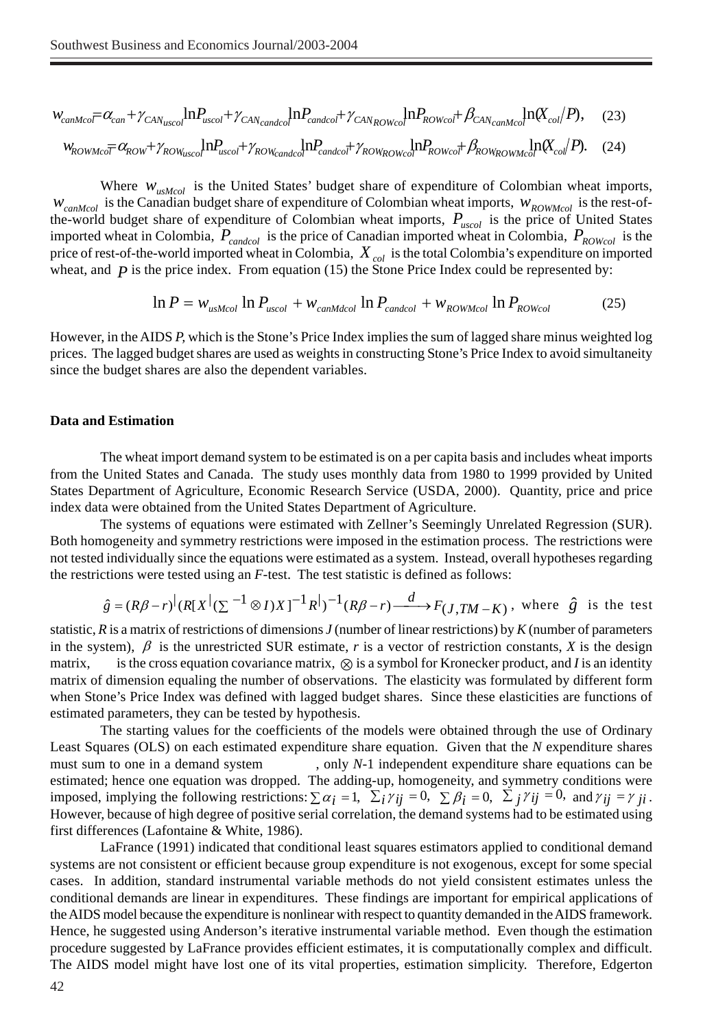$$w_{canMcol} = \alpha_{can} + \gamma_{CAN_{uscol}} \ln P_{uscol} + \gamma_{CAN_{candcol}} \ln P_{candcol} + \gamma_{CAN_{ROWcol}} \ln P_{ROWcol} + \beta_{CAN_{canMcol}} \ln(X_{col}/P), \quad (23)$$

$$w_{ROWMcol} = \alpha_{ROW} + \gamma_{ROW_{uscol}} \ln P_{uscol} + \gamma_{ROW_{candcol}} \ln P_{candcol} + \gamma_{ROW_{ROWcol}} \ln P_{ROWcol} + \beta_{ROW_{ROWMcol}} \ln(X_{col}/P). \quad (24)$$

Where $w_{usMcol}$ is the United States' budget share of expenditure of Colombian wheat imports, $w_{canMcol}$ is the Canadian budget share of expenditure of Colombian wheat imports, $w_{ROWMcol}$ is the rest-of-the-world budget share of expenditure of Colombian wheat imports, $P_{uscol}$ is the price of United States imported wheat in Colombia, $P_{candcol}$ is the price of Canadian imported wheat in Colombia, $P_{ROWcol}$ is the price of rest-of-the-world imported wheat in Colombia, $X_{col}$ is the total Colombia's expenditure on imported wheat, and $P$ is the price index. From equation (15) the Stone Price Index could be represented by:

$$\ln P = w_{usMcol} \ln P_{uscol} + w_{canMdcol} \ln P_{candcol} + w_{ROWMcol} \ln P_{ROWcol} \quad (25)$$

However, in the AIDS *P*, which is the Stone's Price Index implies the sum of lagged share minus weighted log prices. The lagged budget shares are used as weights in constructing Stone's Price Index to avoid simultaneity since the budget shares are also the dependent variables.

**Data and Estimation**

The wheat import demand system to be estimated is on a per capita basis and includes wheat imports from the United States and Canada. The study uses monthly data from 1980 to 1999 provided by United States Department of Agriculture, Economic Research Service (USDA, 2000). Quantity, price and price index data were obtained from the United States Department of Agriculture.

The systems of equations were estimated with Zellner's Seemingly Unrelated Regression (SUR). Both homogeneity and symmetry restrictions were imposed in the estimation process. The restrictions were not tested individually since the equations were estimated as a system. Instead, overall hypotheses regarding the restrictions were tested using an *F*-test. The test statistic is defined as follows:

$\hat{g} = (R\beta - r)^{|}(R[X^{|}(\Sigma^{-1} \otimes I)X]^{-1}R^{|})^{-1}(R\beta - r) \xrightarrow{d} F_{(J,TM-K)}$, where $\hat{g}$ is the test statistic, *R* is a matrix of restrictions of dimensions *J* (number of linear restrictions) by *K* (number of parameters in the system), $\beta$ is the unrestricted SUR estimate, *r* is a vector of restriction constants, *X* is the design matrix, is the cross equation covariance matrix, $\otimes$ is a symbol for Kronecker product, and *I* is an identity matrix of dimension equaling the number of observations. The elasticity was formulated by different form when Stone's Price Index was defined with lagged budget shares. Since these elasticities are functions of estimated parameters, they can be tested by hypothesis.

The starting values for the coefficients of the models were obtained through the use of Ordinary Least Squares (OLS) on each estimated expenditure share equation. Given that the *N* expenditure shares must sum to one in a demand system , only *N*-1 independent expenditure share equations can be estimated; hence one equation was dropped. The adding-up, homogeneity, and symmetry conditions were imposed, implying the following restrictions: $\sum \alpha_i = 1$, $\sum_i \gamma_{ij} = 0$, $\sum \beta_i = 0$, $\sum_j \gamma_{ij} = 0$, and $\gamma_{ij} = \gamma_{ji}$. However, because of high degree of positive serial correlation, the demand systems had to be estimated using first differences (Lafontaine & White, 1986).

LaFrance (1991) indicated that conditional least squares estimators applied to conditional demand systems are not consistent or efficient because group expenditure is not exogenous, except for some special cases. In addition, standard instrumental variable methods do not yield consistent estimates unless the conditional demands are linear in expenditures. These findings are important for empirical applications of the AIDS model because the expenditure is nonlinear with respect to quantity demanded in the AIDS framework. Hence, he suggested using Anderson's iterative instrumental variable method. Even though the estimation procedure suggested by LaFrance provides efficient estimates, it is computationally complex and difficult. The AIDS model might have lost one of its vital properties, estimation simplicity. Therefore, Edgerton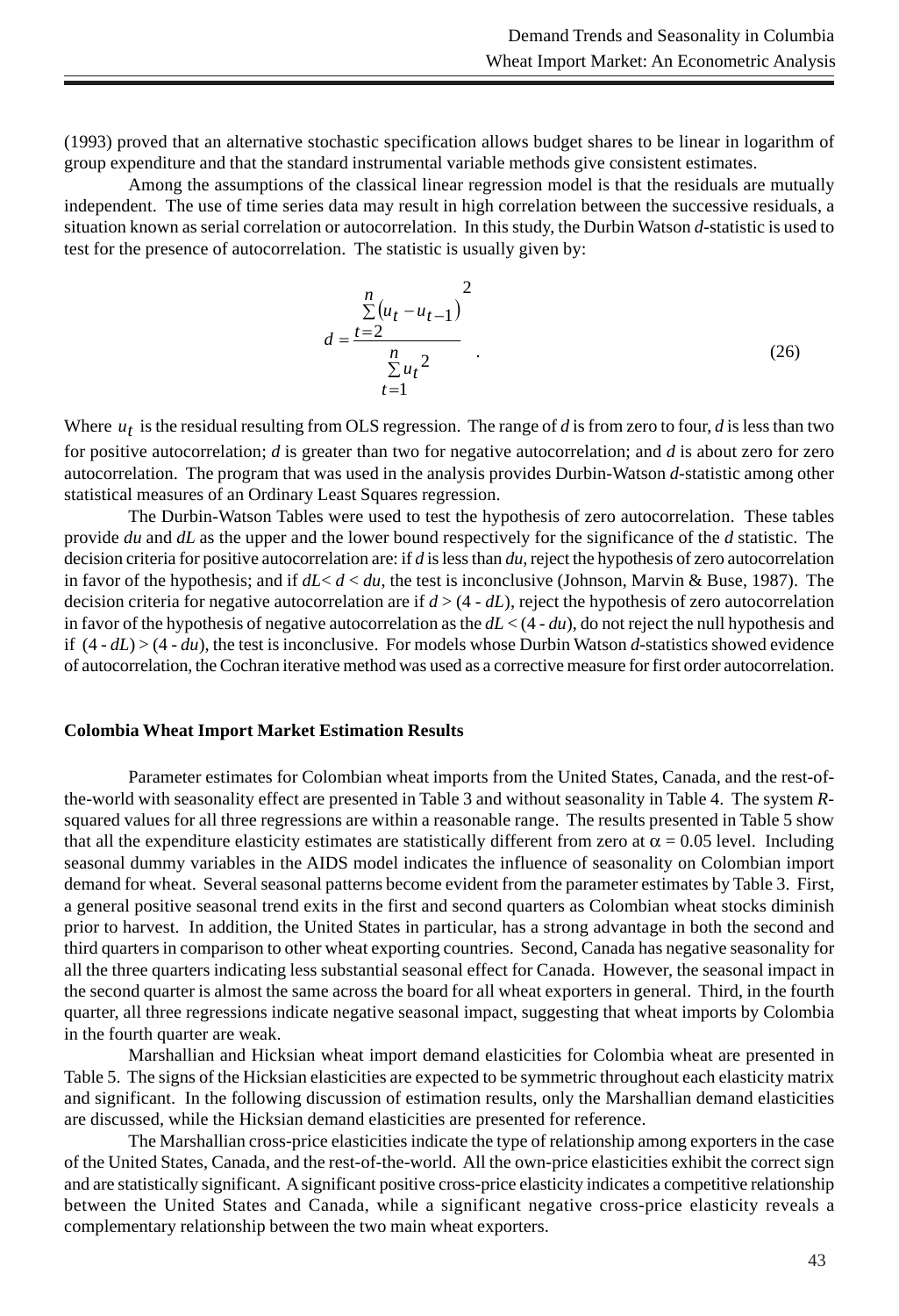(1993) proved that an alternative stochastic specification allows budget shares to be linear in logarithm of group expenditure and that the standard instrumental variable methods give consistent estimates.

Among the assumptions of the classical linear regression model is that the residuals are mutually independent. The use of time series data may result in high correlation between the successive residuals, a situation known as serial correlation or autocorrelation. In this study, the Durbin Watson *d*-statistic is used to test for the presence of autocorrelation. The statistic is usually given by:

$$d = \frac{\sum_{t=2}^{n}\left(u_t - u_{t-1}\right)^2}{\sum_{t=1}^{n} u_t^2} \quad . \tag{26}$$

Where $u_t$ is the residual resulting from OLS regression. The range of *d* is from zero to four, *d* is less than two for positive autocorrelation; *d* is greater than two for negative autocorrelation; and *d* is about zero for zero autocorrelation. The program that was used in the analysis provides Durbin-Watson *d*-statistic among other statistical measures of an Ordinary Least Squares regression.

The Durbin-Watson Tables were used to test the hypothesis of zero autocorrelation. These tables provide *du* and *dL* as the upper and the lower bound respectively for the significance of the *d* statistic. The decision criteria for positive autocorrelation are: if *d* is less than *du*, reject the hypothesis of zero autocorrelation in favor of the hypothesis; and if $dL < d < du$, the test is inconclusive (Johnson, Marvin & Buse, 1987). The decision criteria for negative autocorrelation are if $d > (4 - dL)$, reject the hypothesis of zero autocorrelation in favor of the hypothesis of negative autocorrelation as the $dL < (4 - du)$, do not reject the null hypothesis and if $(4 - dL) > (4 - du)$, the test is inconclusive. For models whose Durbin Watson *d*-statistics showed evidence of autocorrelation, the Cochran iterative method was used as a corrective measure for first order autocorrelation.

**Colombia Wheat Import Market Estimation Results**

Parameter estimates for Colombian wheat imports from the United States, Canada, and the rest-of-the-world with seasonality effect are presented in Table 3 and without seasonality in Table 4. The system *R*-squared values for all three regressions are within a reasonable range. The results presented in Table 5 show that all the expenditure elasticity estimates are statistically different from zero at $\alpha = 0.05$ level. Including seasonal dummy variables in the AIDS model indicates the influence of seasonality on Colombian import demand for wheat. Several seasonal patterns become evident from the parameter estimates by Table 3. First, a general positive seasonal trend exits in the first and second quarters as Colombian wheat stocks diminish prior to harvest. In addition, the United States in particular, has a strong advantage in both the second and third quarters in comparison to other wheat exporting countries. Second, Canada has negative seasonality for all the three quarters indicating less substantial seasonal effect for Canada. However, the seasonal impact in the second quarter is almost the same across the board for all wheat exporters in general. Third, in the fourth quarter, all three regressions indicate negative seasonal impact, suggesting that wheat imports by Colombia in the fourth quarter are weak.

Marshallian and Hicksian wheat import demand elasticities for Colombia wheat are presented in Table 5. The signs of the Hicksian elasticities are expected to be symmetric throughout each elasticity matrix and significant. In the following discussion of estimation results, only the Marshallian demand elasticities are discussed, while the Hicksian demand elasticities are presented for reference.

The Marshallian cross-price elasticities indicate the type of relationship among exporters in the case of the United States, Canada, and the rest-of-the-world. All the own-price elasticities exhibit the correct sign and are statistically significant. A significant positive cross-price elasticity indicates a competitive relationship between the United States and Canada, while a significant negative cross-price elasticity reveals a complementary relationship between the two main wheat exporters.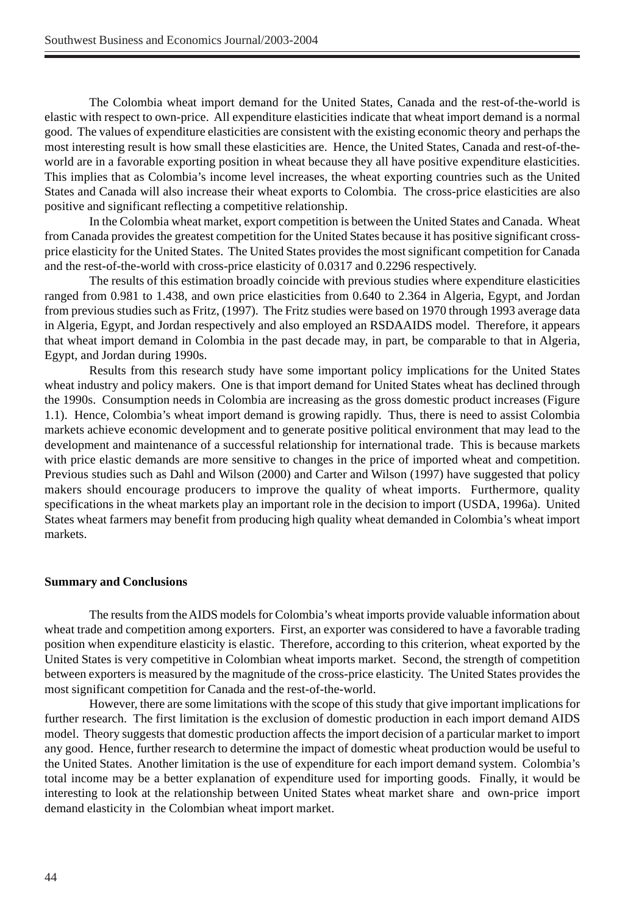The Colombia wheat import demand for the United States, Canada and the rest-of-the-world is elastic with respect to own-price. All expenditure elasticities indicate that wheat import demand is a normal good. The values of expenditure elasticities are consistent with the existing economic theory and perhaps the most interesting result is how small these elasticities are. Hence, the United States, Canada and rest-of-the-world are in a favorable exporting position in wheat because they all have positive expenditure elasticities. This implies that as Colombia's income level increases, the wheat exporting countries such as the United States and Canada will also increase their wheat exports to Colombia. The cross-price elasticities are also positive and significant reflecting a competitive relationship.

In the Colombia wheat market, export competition is between the United States and Canada. Wheat from Canada provides the greatest competition for the United States because it has positive significant cross-price elasticity for the United States. The United States provides the most significant competition for Canada and the rest-of-the-world with cross-price elasticity of 0.0317 and 0.2296 respectively.

The results of this estimation broadly coincide with previous studies where expenditure elasticities ranged from 0.981 to 1.438, and own price elasticities from 0.640 to 2.364 in Algeria, Egypt, and Jordan from previous studies such as Fritz, (1997). The Fritz studies were based on 1970 through 1993 average data in Algeria, Egypt, and Jordan respectively and also employed an RSDAAIDS model. Therefore, it appears that wheat import demand in Colombia in the past decade may, in part, be comparable to that in Algeria, Egypt, and Jordan during 1990s.

Results from this research study have some important policy implications for the United States wheat industry and policy makers. One is that import demand for United States wheat has declined through the 1990s. Consumption needs in Colombia are increasing as the gross domestic product increases (Figure 1.1). Hence, Colombia's wheat import demand is growing rapidly. Thus, there is need to assist Colombia markets achieve economic development and to generate positive political environment that may lead to the development and maintenance of a successful relationship for international trade. This is because markets with price elastic demands are more sensitive to changes in the price of imported wheat and competition. Previous studies such as Dahl and Wilson (2000) and Carter and Wilson (1997) have suggested that policy makers should encourage producers to improve the quality of wheat imports. Furthermore, quality specifications in the wheat markets play an important role in the decision to import (USDA, 1996a). United States wheat farmers may benefit from producing high quality wheat demanded in Colombia's wheat import markets.

## Summary and Conclusions

The results from the AIDS models for Colombia's wheat imports provide valuable information about wheat trade and competition among exporters. First, an exporter was considered to have a favorable trading position when expenditure elasticity is elastic. Therefore, according to this criterion, wheat exported by the United States is very competitive in Colombian wheat imports market. Second, the strength of competition between exporters is measured by the magnitude of the cross-price elasticity. The United States provides the most significant competition for Canada and the rest-of-the-world.

However, there are some limitations with the scope of this study that give important implications for further research. The first limitation is the exclusion of domestic production in each import demand AIDS model. Theory suggests that domestic production affects the import decision of a particular market to import any good. Hence, further research to determine the impact of domestic wheat production would be useful to the United States. Another limitation is the use of expenditure for each import demand system. Colombia's total income may be a better explanation of expenditure used for importing goods. Finally, it would be interesting to look at the relationship between United States wheat market share and own-price import demand elasticity in the Colombian wheat import market.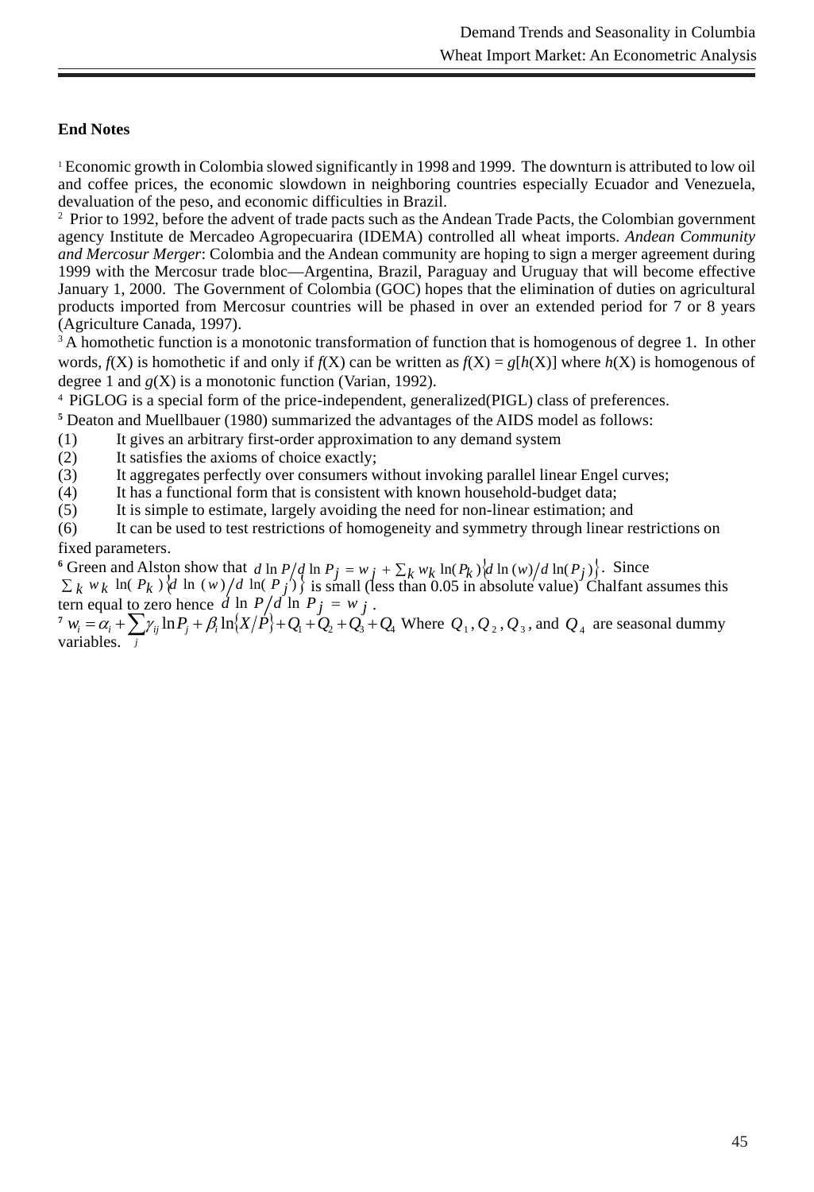**End Notes**

[1] Economic growth in Colombia slowed significantly in 1998 and 1999. The downturn is attributed to low oil and coffee prices, the economic slowdown in neighboring countries especially Ecuador and Venezuela, devaluation of the peso, and economic difficulties in Brazil.

[2] Prior to 1992, before the advent of trade pacts such as the Andean Trade Pacts, the Colombian government agency Institute de Mercadeo Agropecuarira (IDEMA) controlled all wheat imports. *Andean Community and Mercosur Merger*: Colombia and the Andean community are hoping to sign a merger agreement during 1999 with the Mercosur trade bloc—Argentina, Brazil, Paraguay and Uruguay that will become effective January 1, 2000. The Government of Colombia (GOC) hopes that the elimination of duties on agricultural products imported from Mercosur countries will be phased in over an extended period for 7 or 8 years (Agriculture Canada, 1997).

[3] A homothetic function is a monotonic transformation of function that is homogenous of degree 1. In other words, $f(X)$ is homothetic if and only if $f(X)$ can be written as $f(X) = g[h(X)]$ where $h(X)$ is homogenous of degree 1 and $g(X)$ is a monotonic function (Varian, 1992).

[4] PiGLOG is a special form of the price-independent, generalized(PIGL) class of preferences.

**[5]** Deaton and Muellbauer (1980) summarized the advantages of the AIDS model as follows:

(1) It gives an arbitrary first-order approximation to any demand system
(2) It satisfies the axioms of choice exactly;
(3) It aggregates perfectly over consumers without invoking parallel linear Engel curves;
(4) It has a functional form that is consistent with known household-budget data;
(5) It is simple to estimate, largely avoiding the need for non-linear estimation; and
(6) It can be used to test restrictions of homogeneity and symmetry through linear restrictions on fixed parameters.

**[6]** Green and Alston show that $d \ln P / d \ln P_j = w_j + \sum_k w_k \ln(P_k)\{d \ln(w) / d \ln(P_j)\}$. Since $\sum_k w_k \ln(P_k)\{d \ln(w) / d \ln(P_j)\}$ is small (less than 0.05 in absolute value) Chalfant assumes this tern equal to zero hence $d \ln P / d \ln P_j = w_j$.

**[7]** $w_i = \alpha_i + \sum_j \gamma_{ij} \ln P_j + \beta_i \ln\{X/P\} + Q_1 + Q_2 + Q_3 + Q_4$ Where $Q_1, Q_2, Q_3$, and $Q_4$ are seasonal dummy variables.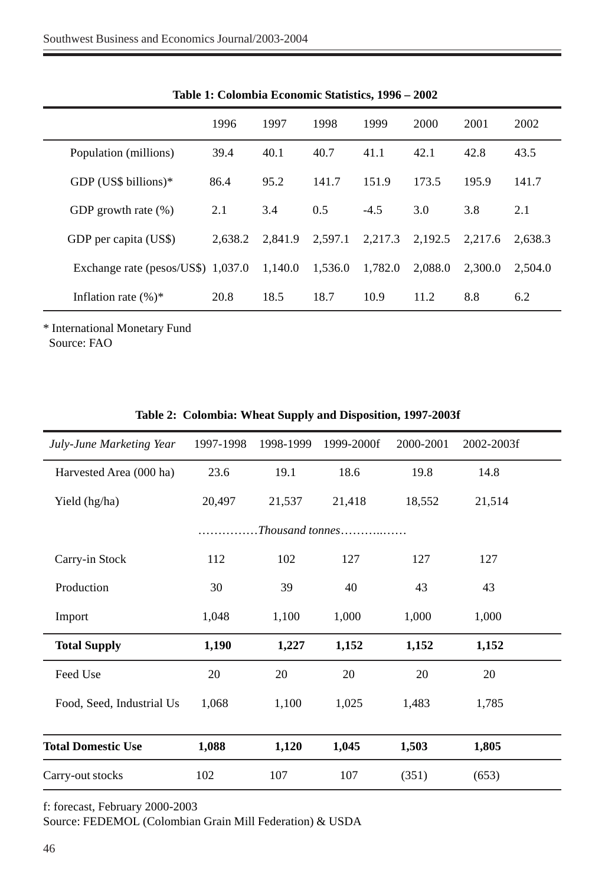**Table 1: Colombia Economic Statistics, 1996 – 2002**

| | 1996 | 1997 | 1998 | 1999 | 2000 | 2001 | 2002 |
|---|---|---|---|---|---|---|---|
| Population (millions) | 39.4 | 40.1 | 40.7 | 41.1 | 42.1 | 42.8 | 43.5 |
| GDP (US$ billions)* | 86.4 | 95.2 | 141.7 | 151.9 | 173.5 | 195.9 | 141.7 |
| GDP growth rate (%) | 2.1 | 3.4 | 0.5 | -4.5 | 3.0 | 3.8 | 2.1 |
| GDP per capita (US$) | 2,638.2 | 2,841.9 | 2,597.1 | 2,217.3 | 2,192.5 | 2,217.6 | 2,638.3 |
| Exchange rate (pesos/US$) | 1,037.0 | 1,140.0 | 1,536.0 | 1,782.0 | 2,088.0 | 2,300.0 | 2,504.0 |
| Inflation rate (%)* | 20.8 | 18.5 | 18.7 | 10.9 | 11.2 | 8.8 | 6.2 |

* International Monetary Fund
Source: FAO

**Table 2: Colombia: Wheat Supply and Disposition, 1997-2003f**

| *July-June Marketing Year* | 1997-1998 | 1998-1999 | 1999-2000f | 2000-2001 | 2002-2003f |
|---|---|---|---|---|---|
| Harvested Area (000 ha) | 23.6 | 19.1 | 18.6 | 19.8 | 14.8 |
| Yield (hg/ha) | 20,497 | 21,537 | 21,418 | 18,552 | 21,514 |
| | ……………*Thousand tonnes*………..…… | | | | |
| Carry-in Stock | 112 | 102 | 127 | 127 | 127 |
| Production | 30 | 39 | 40 | 43 | 43 |
| Import | 1,048 | 1,100 | 1,000 | 1,000 | 1,000 |
| **Total Supply** | **1,190** | **1,227** | **1,152** | **1,152** | **1,152** |
| Feed Use | 20 | 20 | 20 | 20 | 20 |
| Food, Seed, Industrial Us | 1,068 | 1,100 | 1,025 | 1,483 | 1,785 |
| **Total Domestic Use** | **1,088** | **1,120** | **1,045** | **1,503** | **1,805** |
| Carry-out stocks | 102 | 107 | 107 | (351) | (653) |

f: forecast, February 2000-2003
Source: FEDEMOL (Colombian Grain Mill Federation) & USDA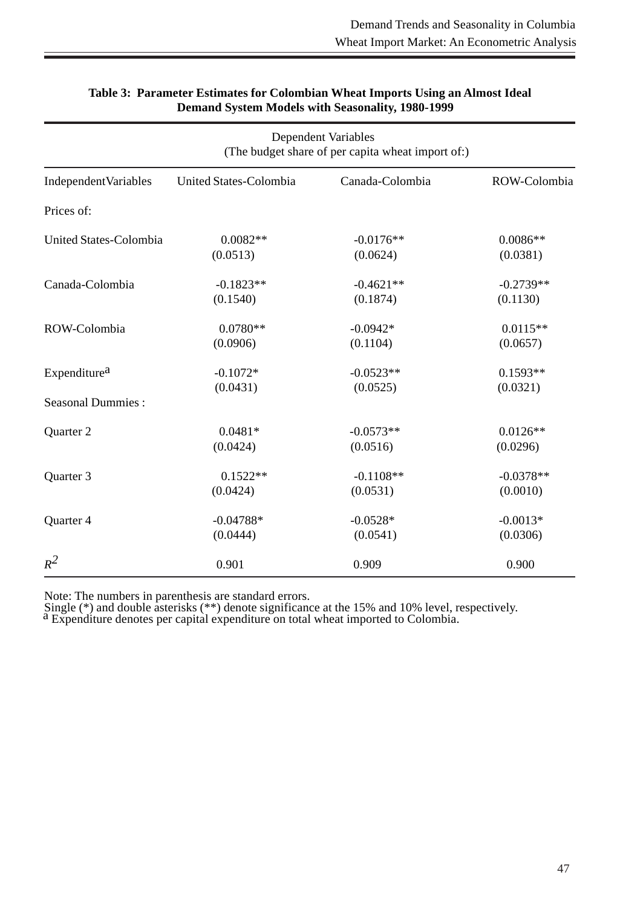**Table 3: Parameter Estimates for Colombian Wheat Imports Using an Almost Ideal Demand System Models with Seasonality, 1980-1999**

| | Dependent Variables (The budget share of per capita wheat import of:) | | |
|---|---|---|---|
| IndependentVariables | United States-Colombia | Canada-Colombia | ROW-Colombia |
| Prices of: | | | |
| United States-Colombia | 0.0082** | -0.0176** | 0.0086** |
| | (0.0513) | (0.0624) | (0.0381) |
| Canada-Colombia | -0.1823** | -0.4621** | -0.2739** |
| | (0.1540) | (0.1874) | (0.1130) |
| ROW-Colombia | 0.0780** | -0.0942* | 0.0115** |
| | (0.0906) | (0.1104) | (0.0657) |
| Expenditure[a] | -0.1072* | -0.0523** | 0.1593** |
| | (0.0431) | (0.0525) | (0.0321) |
| Seasonal Dummies : | | | |
| Quarter 2 | 0.0481* | -0.0573** | 0.0126** |
| | (0.0424) | (0.0516) | (0.0296) |
| Quarter 3 | 0.1522** | -0.1108** | -0.0378** |
| | (0.0424) | (0.0531) | (0.0010) |
| Quarter 4 | -0.04788* | -0.0528* | -0.0013* |
| | (0.0444) | (0.0541) | (0.0306) |
| $R^2$ | 0.901 | 0.909 | 0.900 |

Note: The numbers in parenthesis are standard errors.
Single (*) and double asterisks (**) denote significance at the 15% and 10% level, respectively.
[a] Expenditure denotes per capital expenditure on total wheat imported to Colombia.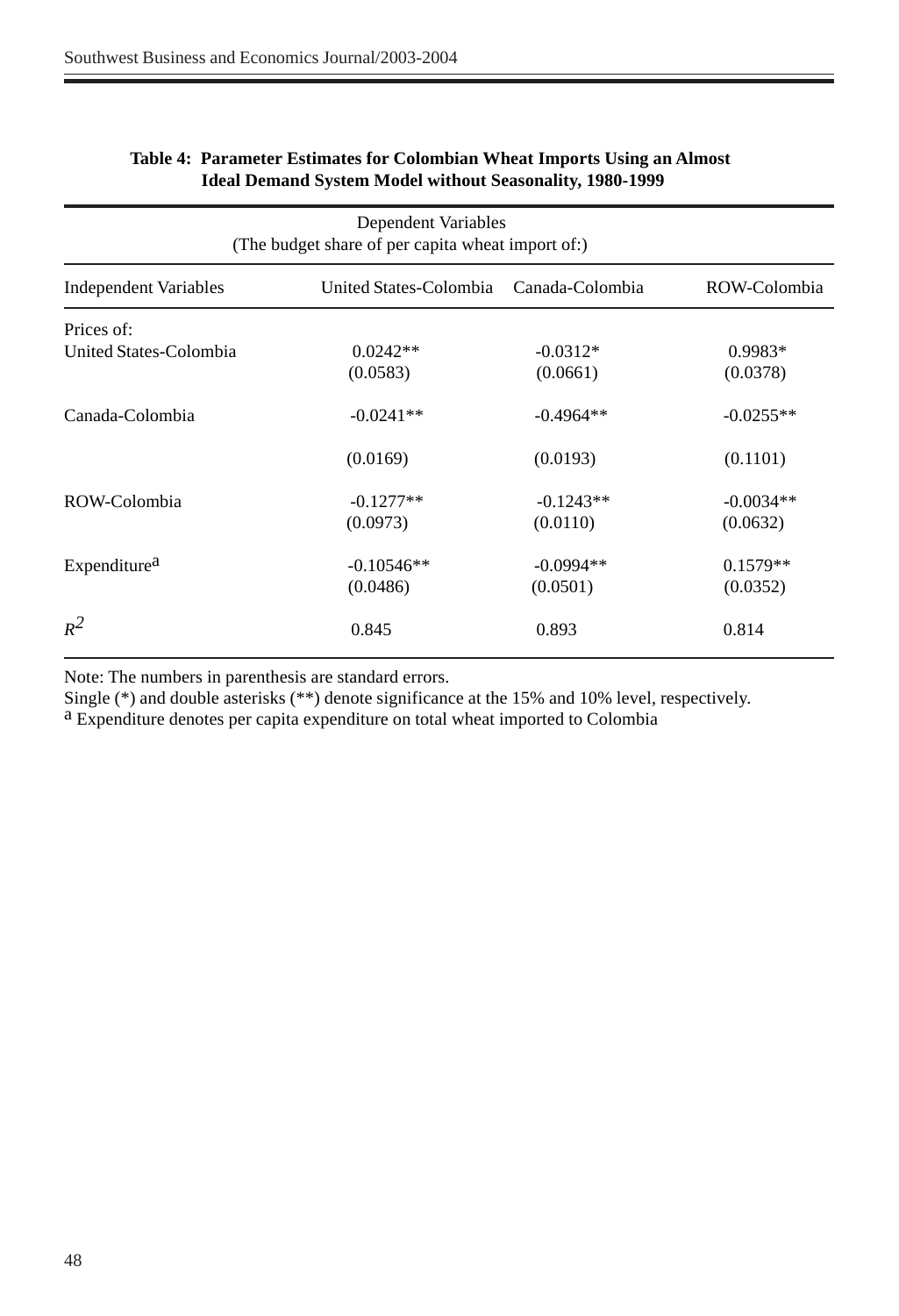**Table 4: Parameter Estimates for Colombian Wheat Imports Using an Almost Ideal Demand System Model without Seasonality, 1980-1999**

| | Dependent Variables (The budget share of per capita wheat import of:) | | |
|---|---|---|---|
| Independent Variables | United States-Colombia | Canada-Colombia | ROW-Colombia |
| Prices of: | | | |
| United States-Colombia | 0.0242** | -0.0312* | 0.9983* |
| | (0.0583) | (0.0661) | (0.0378) |
| Canada-Colombia | -0.0241** | -0.4964** | -0.0255** |
| | (0.0169) | (0.0193) | (0.1101) |
| ROW-Colombia | -0.1277** | -0.1243** | -0.0034** |
| | (0.0973) | (0.0110) | (0.0632) |
| Expenditure[a] | -0.10546** | -0.0994** | 0.1579** |
| | (0.0486) | (0.0501) | (0.0352) |
| $R^2$ | 0.845 | 0.893 | 0.814 |

Note: The numbers in parenthesis are standard errors.
Single (*) and double asterisks (**) denote significance at the 15% and 10% level, respectively.
[a] Expenditure denotes per capita expenditure on total wheat imported to Colombia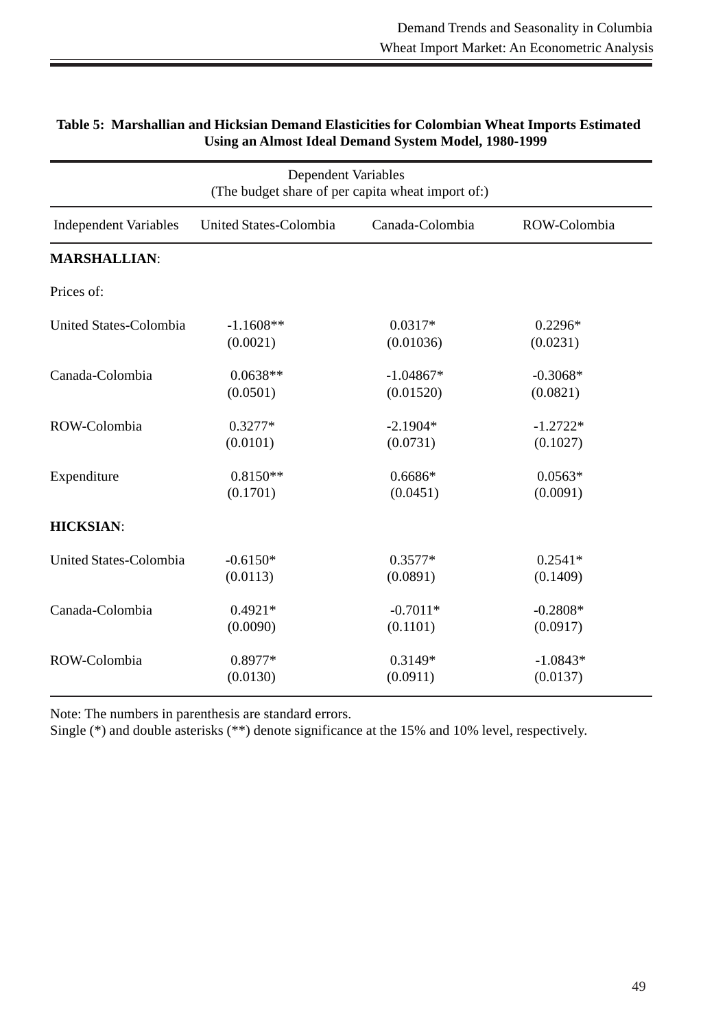**Table 5: Marshallian and Hicksian Demand Elasticities for Colombian Wheat Imports Estimated Using an Almost Ideal Demand System Model, 1980-1999**

| | Dependent Variables (The budget share of per capita wheat import of:) | | |
|---|---|---|---|
| Independent Variables | United States-Colombia | Canada-Colombia | ROW-Colombia |
| **MARSHALLIAN**: | | | |
| Prices of: | | | |
| United States-Colombia | -1.1608** | 0.0317* | 0.2296* |
| | (0.0021) | (0.01036) | (0.0231) |
| Canada-Colombia | 0.0638** | -1.04867* | -0.3068* |
| | (0.0501) | (0.01520) | (0.0821) |
| ROW-Colombia | 0.3277* | -2.1904* | -1.2722* |
| | (0.0101) | (0.0731) | (0.1027) |
| Expenditure | 0.8150** | 0.6686* | 0.0563* |
| | (0.1701) | (0.0451) | (0.0091) |
| **HICKSIAN**: | | | |
| United States-Colombia | -0.6150* | 0.3577* | 0.2541* |
| | (0.0113) | (0.0891) | (0.1409) |
| Canada-Colombia | 0.4921* | -0.7011* | -0.2808* |
| | (0.0090) | (0.1101) | (0.0917) |
| ROW-Colombia | 0.8977* | 0.3149* | -1.0843* |
| | (0.0130) | (0.0911) | (0.0137) |

Note: The numbers in parenthesis are standard errors.
Single (*) and double asterisks (**) denote significance at the 15% and 10% level, respectively.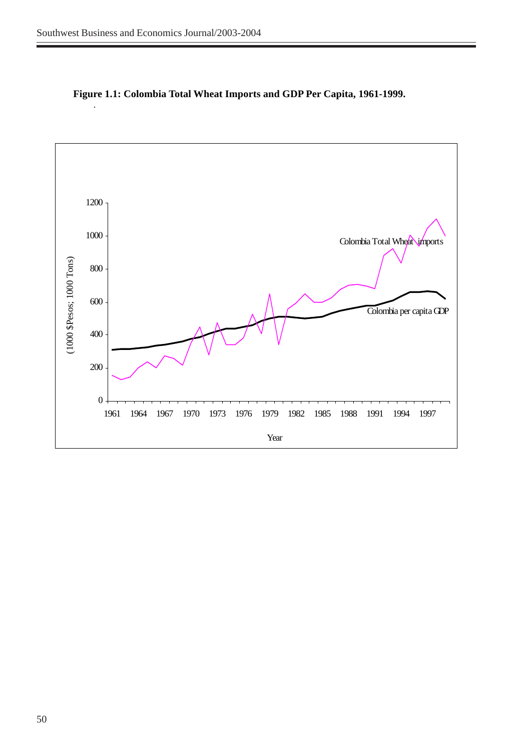**Figure 1.1: Colombia Total Wheat Imports and GDP Per Capita, 1961-1999.**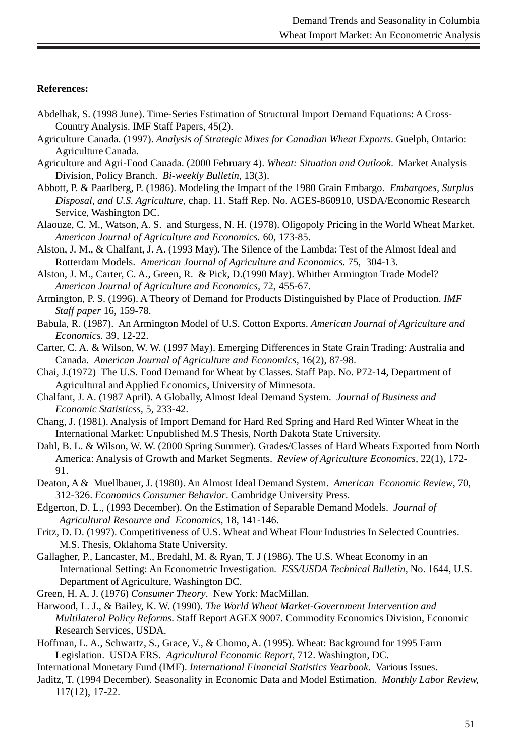**References:**

Abdelhak, S. (1998 June). Time-Series Estimation of Structural Import Demand Equations: A Cross-Country Analysis. IMF Staff Papers, 45(2).

Agriculture Canada. (1997). *Analysis of Strategic Mixes for Canadian Wheat Exports*. Guelph, Ontario: Agriculture Canada.

Agriculture and Agri-Food Canada. (2000 February 4). *Wheat: Situation and Outlook*. Market Analysis Division, Policy Branch. *Bi-weekly Bulletin*, 13(3).

Abbott, P. & Paarlberg, P. (1986). Modeling the Impact of the 1980 Grain Embargo. *Embargoes, Surplus Disposal, and U.S. Agriculture*, chap. 11. Staff Rep. No. AGES-860910, USDA/Economic Research Service, Washington DC.

Alaouze, C. M., Watson, A. S. and Sturgess, N. H. (1978). Oligopoly Pricing in the World Wheat Market. *American Journal of Agriculture and Economics.* 60, 173-85.

Alston, J. M., & Chalfant, J. A. (1993 May). The Silence of the Lambda: Test of the Almost Ideal and Rotterdam Models. *American Journal of Agriculture and Economics.* 75, 304-13.

Alston, J. M., Carter, C. A., Green, R. & Pick, D.(1990 May). Whither Armington Trade Model? *American Journal of Agriculture and Economics,* 72, 455-67.

Armington, P. S. (1996). A Theory of Demand for Products Distinguished by Place of Production. *IMF Staff paper* 16, 159-78.

Babula, R. (1987). An Armington Model of U.S. Cotton Exports. *American Journal of Agriculture and Economics.* 39, 12-22.

Carter, C. A. & Wilson, W. W. (1997 May). Emerging Differences in State Grain Trading: Australia and Canada. *American Journal of Agriculture and Economics,* 16(2), 87-98.

Chai, J.(1972) The U.S. Food Demand for Wheat by Classes. Staff Pap. No. P72-14, Department of Agricultural and Applied Economics, University of Minnesota.

Chalfant, J. A. (1987 April). A Globally, Almost Ideal Demand System. *Journal of Business and Economic Statisticss,* 5, 233-42.

Chang, J. (1981). Analysis of Import Demand for Hard Red Spring and Hard Red Winter Wheat in the International Market: Unpublished M.S Thesis, North Dakota State University.

Dahl, B. L. & Wilson, W. W. (2000 Spring Summer). Grades/Classes of Hard Wheats Exported from North America: Analysis of Growth and Market Segments. *Review of Agriculture Economics,* 22(1), 172-91.

Deaton, A & Muellbauer, J. (1980). An Almost Ideal Demand System. *American Economic Review,* 70, 312-326. *Economics Consumer Behavior*. Cambridge University Press.

Edgerton, D. L., (1993 December). On the Estimation of Separable Demand Models. *Journal of Agricultural Resource and Economics,* 18, 141-146.

Fritz, D. D. (1997). Competitiveness of U.S. Wheat and Wheat Flour Industries In Selected Countries. M.S. Thesis, Oklahoma State University.

Gallagher, P., Lancaster, M., Bredahl, M. & Ryan, T. J (1986). The U.S. Wheat Economy in an International Setting: An Econometric Investigation. *ESS/USDA Technical Bulletin,* No. 1644, U.S. Department of Agriculture, Washington DC.

Green, H. A. J. (1976) *Consumer Theory*. New York: MacMillan.

Harwood, L. J., & Bailey, K. W. (1990). *The World Wheat Market-Government Intervention and Multilateral Policy Reforms*. Staff Report AGEX 9007. Commodity Economics Division, Economic Research Services, USDA.

Hoffman, L. A., Schwartz, S., Grace, V., & Chomo, A. (1995). Wheat: Background for 1995 Farm Legislation. USDA ERS. *Agricultural Economic Report,* 712. Washington, DC.

International Monetary Fund (IMF). *International Financial Statistics Yearbook.* Various Issues.

Jaditz, T. (1994 December). Seasonality in Economic Data and Model Estimation. *Monthly Labor Review,* 117(12), 17-22.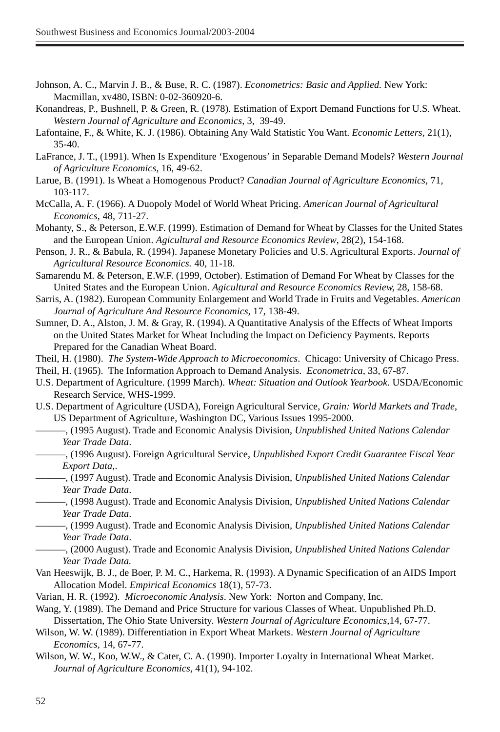Johnson, A. C., Marvin J. B., & Buse, R. C. (1987). *Econometrics: Basic and Applied.* New York: Macmillan, xv480, ISBN: 0-02-360920-6.

Konandreas, P., Bushnell, P. & Green, R. (1978). Estimation of Export Demand Functions for U.S. Wheat. *Western Journal of Agriculture and Economics,* 3, 39-49.

Lafontaine, F., & White, K. J. (1986). Obtaining Any Wald Statistic You Want. *Economic Letters,* 21(1), 35-40.

LaFrance, J. T., (1991). When Is Expenditure 'Exogenous' in Separable Demand Models? *Western Journal of Agriculture Economics,* 16, 49-62.

Larue, B. (1991). Is Wheat a Homogenous Product? *Canadian Journal of Agriculture Economics,* 71, 103-117.

McCalla, A. F. (1966). A Duopoly Model of World Wheat Pricing. *American Journal of Agricultural Economics,* 48, 711-27.

Mohanty, S., & Peterson, E.W.F. (1999). Estimation of Demand for Wheat by Classes for the United States and the European Union. *Agicultural and Resource Economics Review*, 28(2), 154-168.

Penson, J. R., & Babula, R. (1994). Japanese Monetary Policies and U.S. Agricultural Exports. *Journal of Agricultural Resource Economics.* 40, 11-18.

Samarendu M. & Peterson, E.W.F. (1999, October). Estimation of Demand For Wheat by Classes for the United States and the European Union. *Agicultural and Resource Economics Review,* 28, 158-68.

Sarris, A. (1982). European Community Enlargement and World Trade in Fruits and Vegetables. *American Journal of Agriculture And Resource Economics,* 17, 138-49.

Sumner, D. A., Alston, J. M. & Gray, R. (1994). A Quantitative Analysis of the Effects of Wheat Imports on the United States Market for Wheat Including the Impact on Deficiency Payments. Reports Prepared for the Canadian Wheat Board.

Theil, H. (1980). *The System-Wide Approach to Microeconomics*. Chicago: University of Chicago Press.

Theil, H. (1965). The Information Approach to Demand Analysis. *Econometrica*, 33, 67-87.

U.S. Department of Agriculture. (1999 March). *Wheat: Situation and Outlook Yearbook.* USDA/Economic Research Service, WHS-1999.

U.S. Department of Agriculture (USDA), Foreign Agricultural Service, *Grain: World Markets and Trade*, US Department of Agriculture, Washington DC, Various Issues 1995-2000.

———, (1995 August). Trade and Economic Analysis Division, *Unpublished United Nations Calendar Year Trade Data*.

———, (1996 August). Foreign Agricultural Service, *Unpublished Export Credit Guarantee Fiscal Year Export Data,*.

———, (1997 August). Trade and Economic Analysis Division, *Unpublished United Nations Calendar Year Trade Data*.

———, (1998 August). Trade and Economic Analysis Division, *Unpublished United Nations Calendar Year Trade Data*.

———, (1999 August). Trade and Economic Analysis Division, *Unpublished United Nations Calendar Year Trade Data*.

———, (2000 August). Trade and Economic Analysis Division, *Unpublished United Nations Calendar Year Trade Data.*

Van Heeswijk, B. J., de Boer, P. M. C., Harkema, R. (1993). A Dynamic Specification of an AIDS Import Allocation Model. *Empirical Economics* 18(1), 57-73.

Varian, H. R. (1992). *Microeconomic Analysis*. New York: Norton and Company, Inc.

Wang, Y. (1989). The Demand and Price Structure for various Classes of Wheat. Unpublished Ph.D. Dissertation, The Ohio State University. *Western Journal of Agriculture Economics*,14, 67-77.

Wilson, W. W. (1989). Differentiation in Export Wheat Markets. *Western Journal of Agriculture Economics,* 14, 67-77.

Wilson, W. W., Koo, W.W., & Cater, C. A. (1990). Importer Loyalty in International Wheat Market. *Journal of Agriculture Economics,* 41(1), 94-102.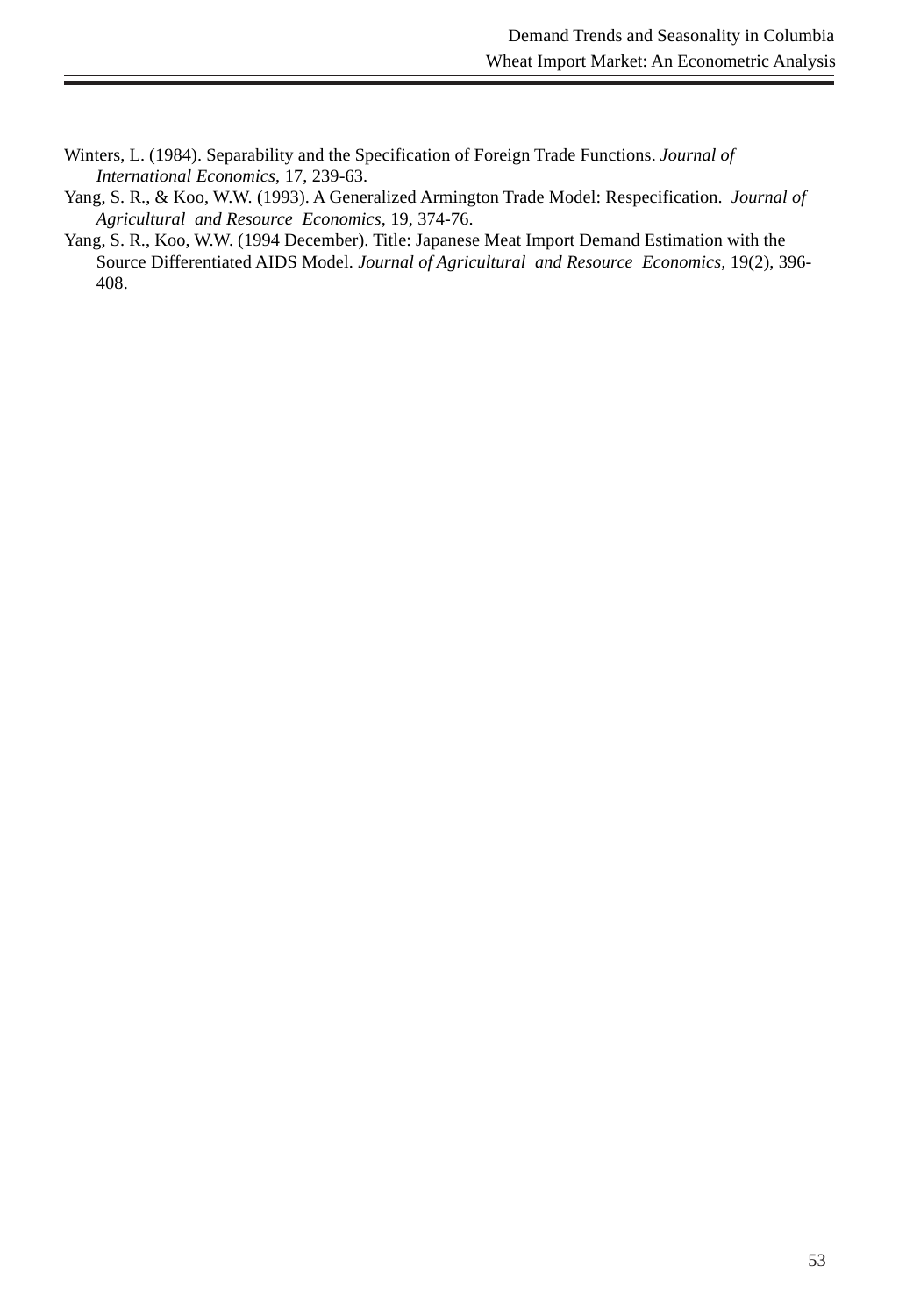Winters, L. (1984). Separability and the Specification of Foreign Trade Functions. *Journal of International Economics*, 17, 239-63.

Yang, S. R., & Koo, W.W. (1993). A Generalized Armington Trade Model: Respecification. *Journal of Agricultural and Resource Economics*, 19, 374-76.

Yang, S. R., Koo, W.W. (1994 December). Title: Japanese Meat Import Demand Estimation with the Source Differentiated AIDS Model. *Journal of Agricultural and Resource Economics*, 19(2), 396-408.